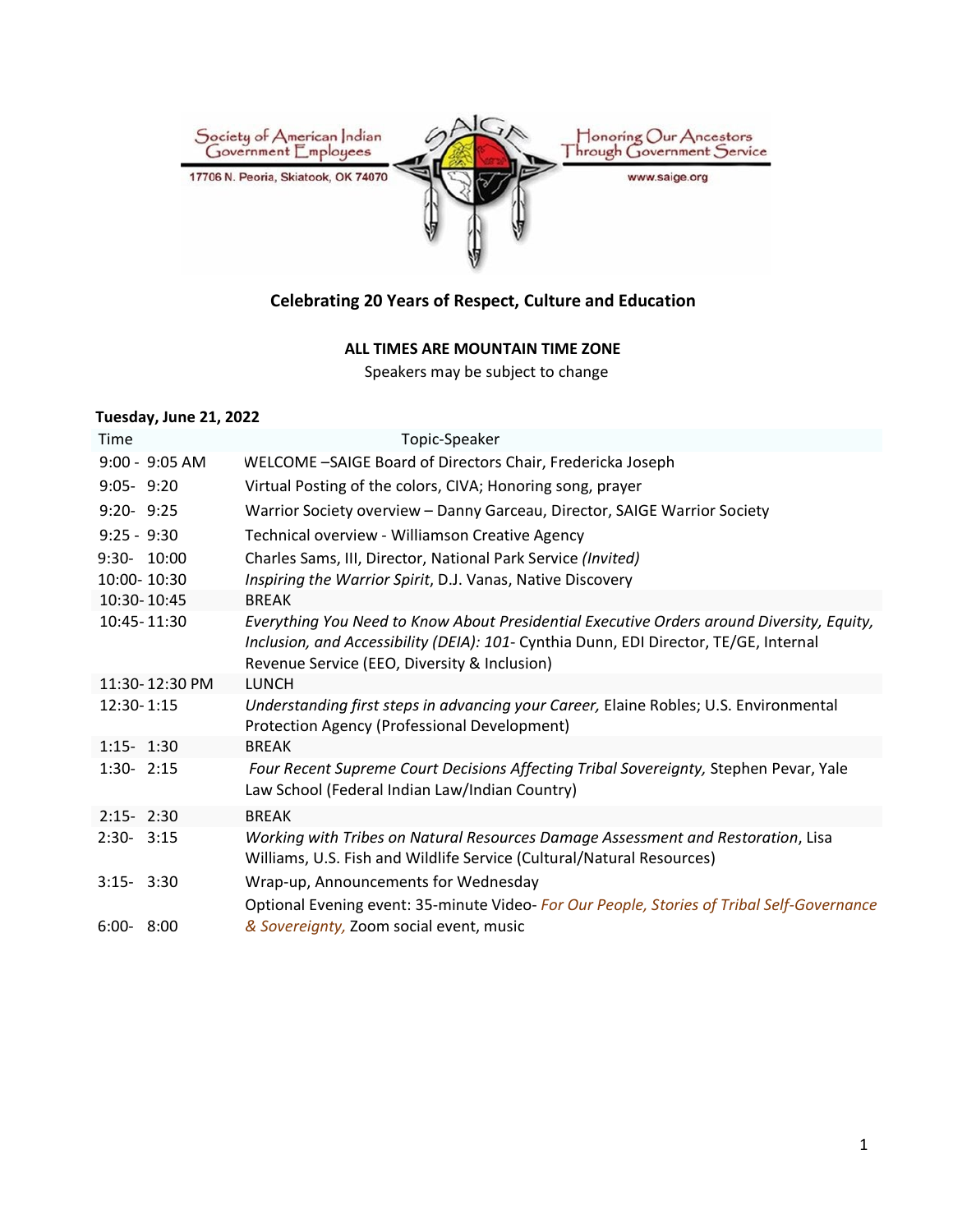Society of American Indian Government Employees
17706 N. Peoria, Skiatook, OK 74070

Honoring Our Ancestors Through Government Service
www.saige.org

**Celebrating 20 Years of Respect, Culture and Education**

**ALL TIMES ARE MOUNTAIN TIME ZONE**

Speakers may be subject to change

**Tuesday, June 21, 2022**

| Time | Topic-Speaker |
|---|---|
| 9:00 - 9:05 AM | WELCOME –SAIGE Board of Directors Chair, Fredericka Joseph |
| 9:05- 9:20 | Virtual Posting of the colors, CIVA; Honoring song, prayer |
| 9:20- 9:25 | Warrior Society overview – Danny Garceau, Director, SAIGE Warrior Society |
| 9:25 - 9:30 | Technical overview - Williamson Creative Agency |
| 9:30- 10:00 | Charles Sams, III, Director, National Park Service *(Invited)* |
| 10:00- 10:30 | *Inspiring the Warrior Spirit*, D.J. Vanas, Native Discovery |
| 10:30- 10:45 | BREAK |
| 10:45- 11:30 | *Everything You Need to Know About Presidential Executive Orders around Diversity, Equity, Inclusion, and Accessibility (DEIA): 101*- Cynthia Dunn, EDI Director, TE/GE, Internal Revenue Service (EEO, Diversity & Inclusion) |
| 11:30- 12:30 PM | LUNCH |
| 12:30- 1:15 | *Understanding first steps in advancing your Career,* Elaine Robles; U.S. Environmental Protection Agency (Professional Development) |
| 1:15- 1:30 | BREAK |
| 1:30- 2:15 | *Four Recent Supreme Court Decisions Affecting Tribal Sovereignty,* Stephen Pevar, Yale Law School (Federal Indian Law/Indian Country) |
| 2:15- 2:30 | BREAK |
| 2:30- 3:15 | *Working with Tribes on Natural Resources Damage Assessment and Restoration*, Lisa Williams, U.S. Fish and Wildlife Service (Cultural/Natural Resources) |
| 3:15- 3:30 | Wrap-up, Announcements for Wednesday |
| 6:00- 8:00 | Optional Evening event: 35-minute Video- *For Our People, Stories of Tribal Self-Governance & Sovereignty,* Zoom social event, music |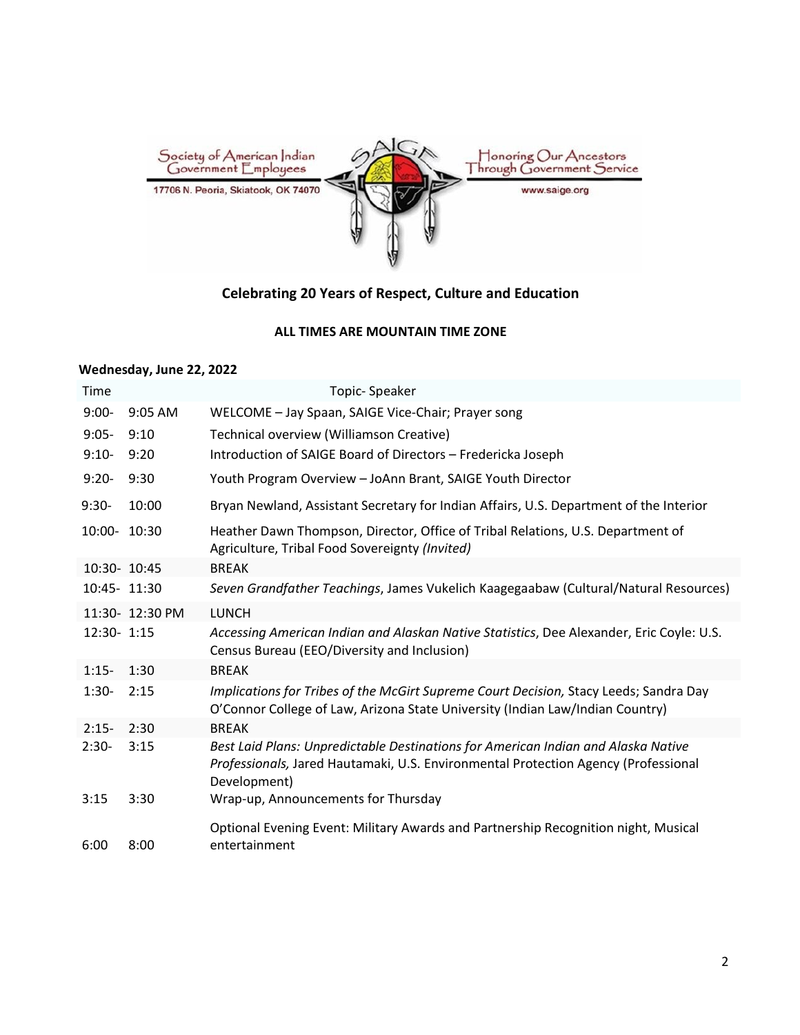Society of American Indian Government Employees

17706 N. Peoria, Skiatook, OK 74070

Honoring Our Ancestors Through Government Service

www.saige.org

## Celebrating 20 Years of Respect, Culture and Education

**ALL TIMES ARE MOUNTAIN TIME ZONE**

**Wednesday, June 22, 2022**

| Time | | Topic- Speaker |
|---|---|---|
| 9:00- | 9:05 AM | WELCOME – Jay Spaan, SAIGE Vice-Chair; Prayer song |
| 9:05- | 9:10 | Technical overview (Williamson Creative) |
| 9:10- | 9:20 | Introduction of SAIGE Board of Directors – Fredericka Joseph |
| 9:20- | 9:30 | Youth Program Overview – JoAnn Brant, SAIGE Youth Director |
| 9:30- | 10:00 | Bryan Newland, Assistant Secretary for Indian Affairs, U.S. Department of the Interior |
| 10:00- | 10:30 | Heather Dawn Thompson, Director, Office of Tribal Relations, U.S. Department of Agriculture, Tribal Food Sovereignty *(Invited)* |
| 10:30- | 10:45 | BREAK |
| 10:45- | 11:30 | *Seven Grandfather Teachings*, James Vukelich Kaagegaabaw (Cultural/Natural Resources) |
| 11:30- | 12:30 PM | LUNCH |
| 12:30- | 1:15 | *Accessing American Indian and Alaskan Native Statistics*, Dee Alexander, Eric Coyle: U.S. Census Bureau (EEO/Diversity and Inclusion) |
| 1:15- | 1:30 | BREAK |
| 1:30- | 2:15 | *Implications for Tribes of the McGirt Supreme Court Decision,* Stacy Leeds; Sandra Day O'Connor College of Law, Arizona State University (Indian Law/Indian Country) |
| 2:15- | 2:30 | BREAK |
| 2:30- | 3:15 | *Best Laid Plans: Unpredictable Destinations for American Indian and Alaska Native Professionals,* Jared Hautamaki, U.S. Environmental Protection Agency (Professional Development) |
| 3:15 | 3:30 | Wrap-up, Announcements for Thursday |
| 6:00 | 8:00 | Optional Evening Event: Military Awards and Partnership Recognition night, Musical entertainment |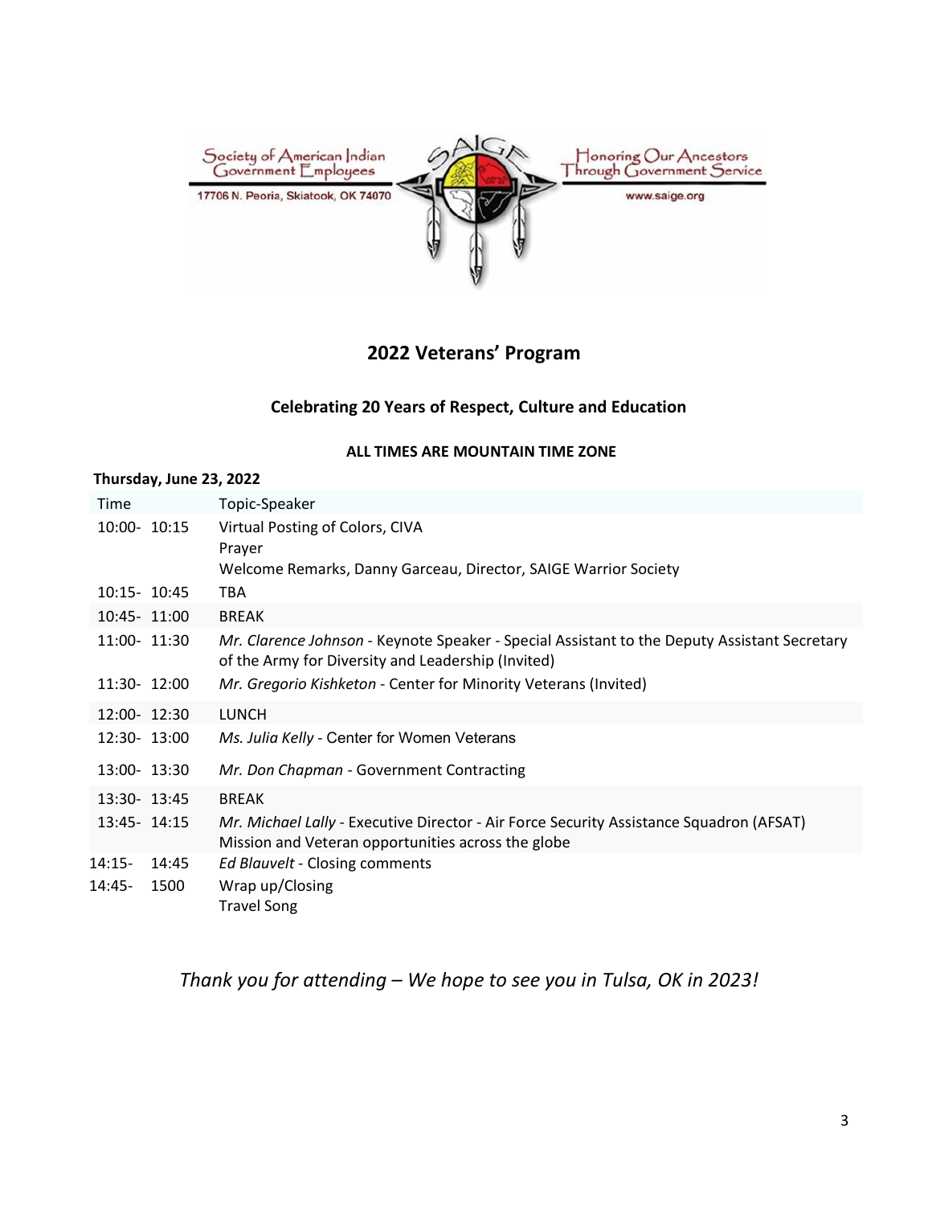Society of American Indian Government Employees

17706 N. Peoria, Skiatook, OK 74070

Honoring Our Ancestors Through Government Service

www.saige.org

## 2022 Veterans' Program

### Celebrating 20 Years of Respect, Culture and Education

**ALL TIMES ARE MOUNTAIN TIME ZONE**

**Thursday, June 23, 2022**

| Time | Topic-Speaker |
|---|---|
| 10:00- 10:15 | Virtual Posting of Colors, CIVA<br>Prayer<br>Welcome Remarks, Danny Garceau, Director, SAIGE Warrior Society |
| 10:15- 10:45 | TBA |
| 10:45- 11:00 | BREAK |
| 11:00- 11:30 | *Mr. Clarence Johnson* - Keynote Speaker - Special Assistant to the Deputy Assistant Secretary of the Army for Diversity and Leadership (Invited) |
| 11:30- 12:00 | *Mr. Gregorio Kishketon* - Center for Minority Veterans (Invited) |
| 12:00- 12:30 | LUNCH |
| 12:30- 13:00 | *Ms. Julia Kelly* - Center for Women Veterans |
| 13:00- 13:30 | *Mr. Don Chapman* - Government Contracting |
| 13:30- 13:45 | BREAK |
| 13:45- 14:15 | *Mr. Michael Lally* - Executive Director - Air Force Security Assistance Squadron (AFSAT) Mission and Veteran opportunities across the globe |
| 14:15- 14:45 | *Ed Blauvelt* - Closing comments |
| 14:45- 1500 | Wrap up/Closing<br>Travel Song |

*Thank you for attending – We hope to see you in Tulsa, OK in 2023!*